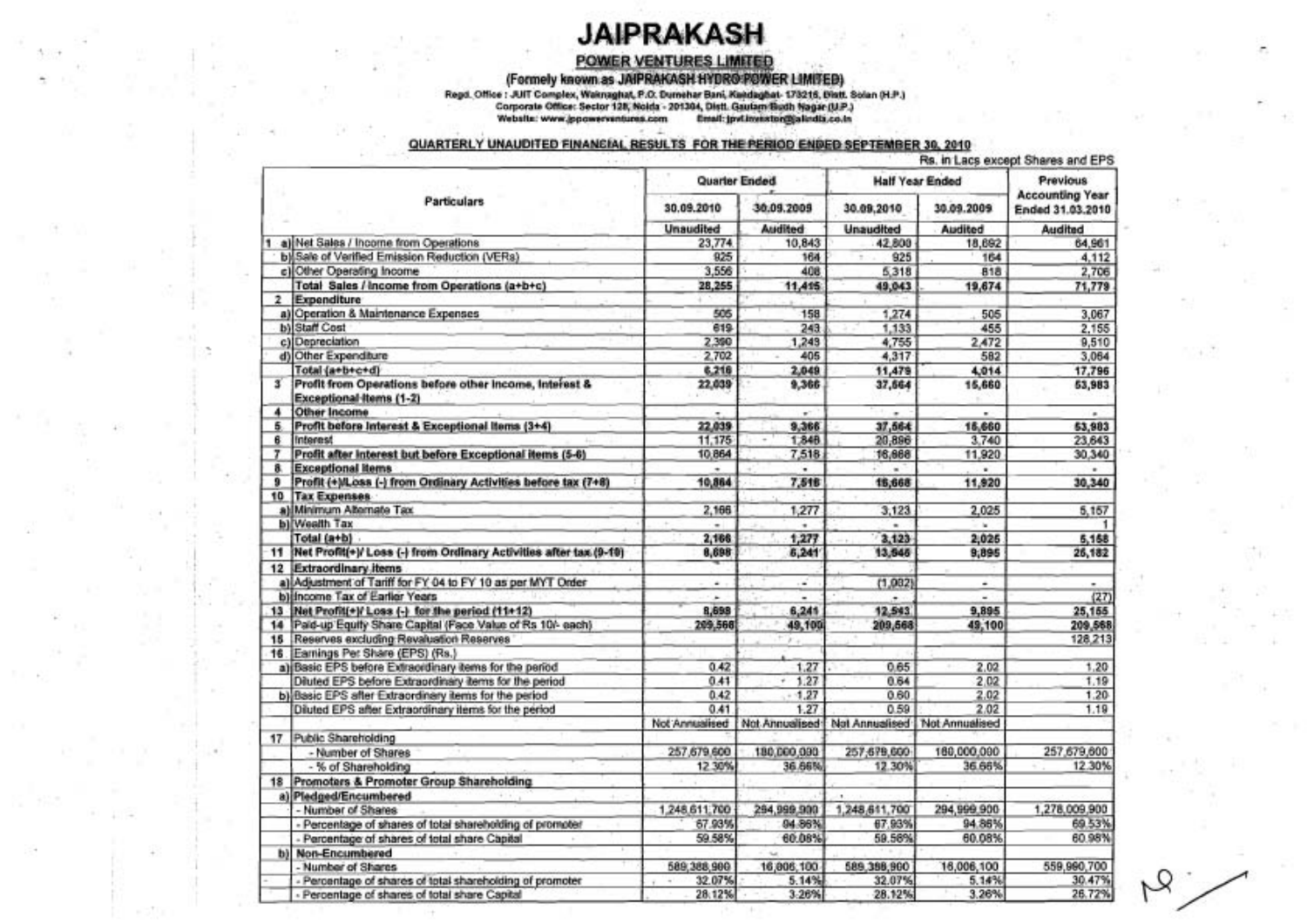# JAIPRAKASH

## POWER VENTURES LIMITED

(Formely known as JAIPRAKASH HYDRO POWER LIMITED)

Regd. Office : JUIT Complex, Waknaghat, P.O. Dumehar Bani, Kandaghat- 173215, Distt. Solan (H.P.)
Corporate Office: Sector 128, Noida - 201304, Distt. Gautam Budh Nagar (U.P.)
Website: www.jppowerventures.com Email: jpvl.investor@jalindia.co.in

### QUARTERLY UNAUDITED FINANCIAL RESULTS FOR THE PERIOD ENDED SEPTEMBER 30, 2010

Rs. in Lacs except Shares and EPS

| | Particulars | Quarter Ended | | Half Year Ended | | Previous Accounting Year Ended 31.03.2010 |
|---|---|---|---|---|---|---|
| | | 30.09.2010 | 30.09.2009 | 30.09.2010 | 30.09.2009 | |
| | | Unaudited | Audited | Unaudited | Audited | Audited |
| 1 a) | Net Sales / Income from Operations | 23,774 | 10,843 | 42,800 | 18,692 | 64,961 |
| b) | Sale of Verified Emission Reduction (VERs) | 925 | 164 | 925 | 164 | 4,112 |
| c) | Other Operating Income | 3,556 | 408 | 5,318 | 818 | 2,706 |
| | Total Sales / Income from Operations (a+b+c) | 28,255 | 11,415 | 49,043 | 19,674 | 71,779 |
| 2 | Expenditure | | | | | |
| a) | Operation & Maintenance Expenses | 505 | 158 | 1,274 | 505 | 3,067 |
| b) | Staff Cost | 619 | 243 | 1,133 | 455 | 2,155 |
| c) | Depreciation | 2,390 | 1,243 | 4,755 | 2,472 | 9,510 |
| d) | Other Expenditure | 2,702 | 405 | 4,317 | 582 | 3,064 |
| | Total (a+b+c+d) | 6,216 | 2,049 | 11,479 | 4,014 | 17,796 |
| 3 | Profit from Operations before other Income, Interest & Exceptional Items (1-2) | 22,039 | 9,366 | 37,564 | 15,660 | 53,983 |
| 4 | Other Income | - | - | - | - | - |
| 5 | Profit before Interest & Exceptional Items (3+4) | 22,039 | 9,366 | 37,564 | 15,660 | 53,983 |
| 6 | Interest | 11,175 | 1,848 | 20,896 | 3,740 | 23,643 |
| 7 | Profit after Interest but before Exceptional Items (5-6) | 10,864 | 7,518 | 16,668 | 11,920 | 30,340 |
| 8 | Exceptional Items | - | - | - | - | - |
| 9 | Profit (+)/Loss (-) from Ordinary Activities before tax (7+8) | 10,864 | 7,518 | 16,668 | 11,920 | 30,340 |
| 10 | Tax Expenses | | | | | |
| a) | Minimum Alternate Tax | 2,166 | 1,277 | 3,123 | 2,025 | 5,157 |
| b) | Wealth Tax | - | - | - | - | 1 |
| | Total (a+b) | 2,166 | 1,277 | 3,123 | 2,025 | 5,158 |
| 11 | Net Profit(+)/ Loss (-) from Ordinary Activities after tax (9-10) | 8,698 | 6,241 | 13,545 | 9,895 | 25,182 |
| 12 | Extraordinary Items | | | | | |
| a) | Adjustment of Tariff for FY 04 to FY 10 as per MYT Order | - | - | (1,002) | - | - |
| b) | Income Tax of Earlier Years | - | - | - | - | (27) |
| 13 | Net Profit(+)/ Loss (-) for the period (11+12) | 8,698 | 6,241 | 12,543 | 9,895 | 25,155 |
| 14 | Paid-up Equity Share Capital (Face Value of Rs 10/- each) | 209,568 | 49,100 | 209,568 | 49,100 | 209,568 |
| 15 | Reserves excluding Revaluation Reserves | | | | | 128,213 |
| 16 | Earnings Per Share (EPS) (Rs.) | | | | | |
| a) | Basic EPS before Extraordinary items for the period | 0.42 | 1.27 | 0.65 | 2.02 | 1.20 |
| | Diluted EPS before Extraordinary items for the period | 0.41 | 1.27 | 0.64 | 2.02 | 1.19 |
| b) | Basic EPS after Extraordinary items for the period | 0.42 | 1.27 | 0.60 | 2.02 | 1.20 |
| | Diluted EPS after Extraordinary items for the period | 0.41 | 1.27 | 0.59 | 2.02 | 1.19 |
| | | Not Annualised | Not Annualised | Not Annualised | Not Annualised | |
| 17 | Public Shareholding | | | | | |
| | - Number of Shares | 257,679,600 | 180,000,000 | 257,679,600 | 180,000,000 | 257,679,600 |
| | - % of Shareholding | 12.30% | 36.66% | 12.30% | 36.66% | 12.30% |
| 18 | Promoters & Promoter Group Shareholding | | | | | |
| a) | Pledged/Encumbered | | | | | |
| | - Number of Shares | 1,248,611,700 | 294,999,900 | 1,248,611,700 | 294,999,900 | 1,278,009,900 |
| | - Percentage of shares of total shareholding of promoter | 67.93% | 94.86% | 67.93% | 94.86% | 69.53% |
| | - Percentage of shares of total share Capital | 59.58% | 60.08% | 59.58% | 60.08% | 60.98% |
| b) | Non-Encumbered | | | | | |
| | - Number of Shares | 589,388,900 | 16,006,100 | 589,388,900 | 16,006,100 | 559,990,700 |
| | - Percentage of shares of total shareholding of promoter | 32.07% | 5.14% | 32.07% | 5.14% | 30.47% |
| | - Percentage of shares of total share Capital | 28.12% | 3.26% | 28.12% | 3.26% | 26.72% |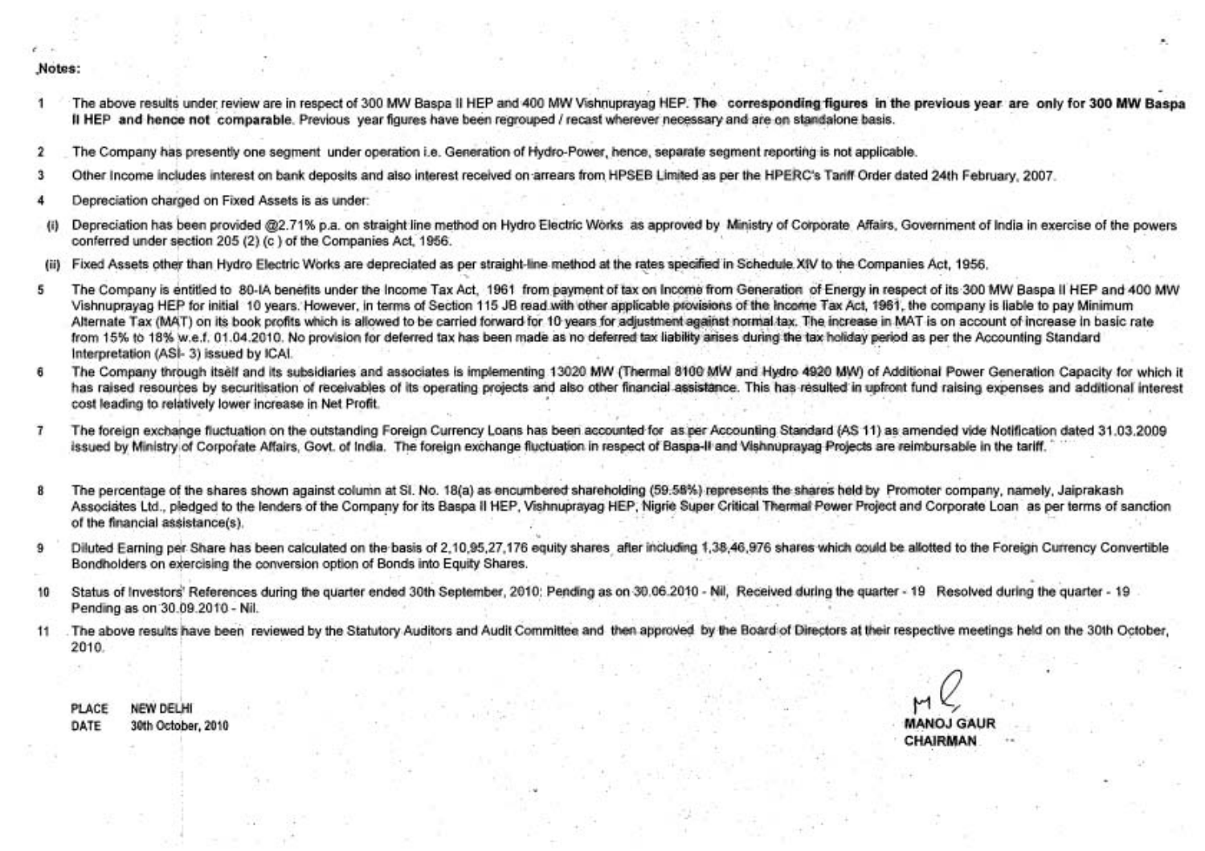**Notes:**

1. The above results under review are in respect of 300 MW Baspa II HEP and 400 MW Vishnuprayag HEP. **The corresponding figures in the previous year are only for 300 MW Baspa II HEP and hence not comparable**. Previous year figures have been regrouped / recast wherever necessary and are on standalone basis.

2. The Company has presently one segment under operation i.e. Generation of Hydro-Power, hence, separate segment reporting is not applicable.

3. Other Income includes interest on bank deposits and also interest received on arrears from HPSEB Limited as per the HPERC's Tariff Order dated 24th February, 2007.

4. Depreciation charged on Fixed Assets is as under:

   (i) Depreciation has been provided @2.71% p.a. on straight line method on Hydro Electric Works as approved by Ministry of Corporate Affairs, Government of India in exercise of the powers conferred under section 205 (2) (c ) of the Companies Act, 1956.

   (ii) Fixed Assets other than Hydro Electric Works are depreciated as per straight-line method at the rates specified in Schedule XIV to the Companies Act, 1956.

5. The Company is entitled to 80-IA benefits under the Income Tax Act, 1961 from payment of tax on Income from Generation of Energy in respect of its 300 MW Baspa II HEP and 400 MW Vishnuprayag HEP for initial 10 years. However, in terms of Section 115 JB read with other applicable provisions of the Income Tax Act, 1961, the company is liable to pay Minimum Alternate Tax (MAT) on its book profits which is allowed to be carried forward for 10 years for adjustment against normal tax. The increase in MAT is on account of increase in basic rate from 15% to 18% w.e.f. 01.04.2010. No provision for deferred tax has been made as no deferred tax liability arises during the tax holiday period as per the Accounting Standard Interpretation (ASI- 3) issued by ICAI.

6. The Company through itself and its subsidiaries and associates is implementing 13020 MW (Thermal 8100 MW and Hydro 4920 MW) of Additional Power Generation Capacity for which it has raised resources by securitisation of receivables of its operating projects and also other financial assistance. This has resulted in upfront fund raising expenses and additional interest cost leading to relatively lower increase in Net Profit.

7. The foreign exchange fluctuation on the outstanding Foreign Currency Loans has been accounted for as per Accounting Standard (AS 11) as amended vide Notification dated 31.03.2009 issued by Ministry of Corporate Affairs, Govt. of India. The foreign exchange fluctuation in respect of Baspa-II and Vishnuprayag Projects are reimbursable in the tariff.

8. The percentage of the shares shown against column at Sl. No. 18(a) as encumbered shareholding (59.58%) represents the shares held by Promoter company, namely, Jaiprakash Associates Ltd., pledged to the lenders of the Company for its Baspa II HEP, Vishnuprayag HEP, Nigrie Super Critical Thermal Power Project and Corporate Loan as per terms of sanction of the financial assistance(s).

9. Diluted Earning per Share has been calculated on the basis of 2,10,95,27,176 equity shares after including 1,38,46,976 shares which could be allotted to the Foreign Currency Convertible Bondholders on exercising the conversion option of Bonds into Equity Shares.

10. Status of Investors' References during the quarter ended 30th September, 2010: Pending as on 30.06.2010 - Nil, Received during the quarter - 19 Resolved during the quarter - 19 Pending as on 30.09.2010 - Nil.

11. The above results have been reviewed by the Statutory Auditors and Audit Committee and then approved by the Board of Directors at their respective meetings held on the 30th October, 2010.

PLACE NEW DELHI
DATE 30th October, 2010

MANOJ GAUR
CHAIRMAN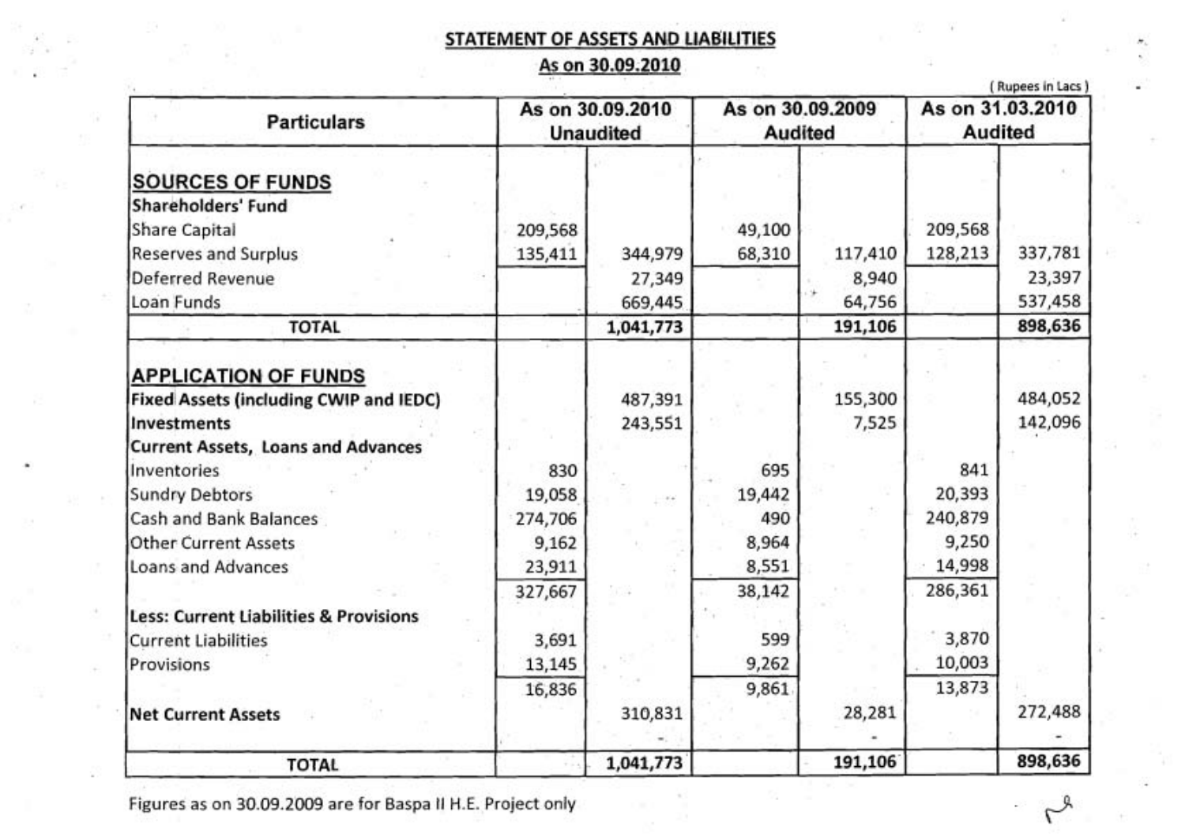## STATEMENT OF ASSETS AND LIABILITIES

### As on 30.09.2010

( Rupees in Lacs )

| Particulars | As on 30.09.2010 Unaudited | | As on 30.09.2009 Audited | | As on 31.03.2010 Audited | |
|---|---|---|---|---|---|---|
| **SOURCES OF FUNDS** | | | | | | |
| **Shareholders' Fund** | | | | | | |
| Share Capital | 209,568 | | 49,100 | | 209,568 | |
| Reserves and Surplus | 135,411 | 344,979 | 68,310 | 117,410 | 128,213 | 337,781 |
| Deferred Revenue | | 27,349 | | 8,940 | | 23,397 |
| Loan Funds | | 669,445 | | 64,756 | | 537,458 |
| **TOTAL** | | **1,041,773** | | **191,106** | | **898,636** |
| **APPLICATION OF FUNDS** | | | | | | |
| **Fixed Assets (including CWIP and IEDC)** | | 487,391 | | 155,300 | | 484,052 |
| **Investments** | | 243,551 | | 7,525 | | 142,096 |
| **Current Assets, Loans and Advances** | | | | | | |
| Inventories | 830 | | 695 | | 841 | |
| Sundry Debtors | 19,058 | | 19,442 | | 20,393 | |
| Cash and Bank Balances | 274,706 | | 490 | | 240,879 | |
| Other Current Assets | 9,162 | | 8,964 | | 9,250 | |
| Loans and Advances | 23,911 | | 8,551 | | 14,998 | |
| | 327,667 | | 38,142 | | 286,361 | |
| **Less: Current Liabilities & Provisions** | | | | | | |
| Current Liabilities | 3,691 | | 599 | | 3,870 | |
| Provisions | 13,145 | | 9,262 | | 10,003 | |
| | 16,836 | | 9,861 | | 13,873 | |
| **Net Current Assets** | | 310,831 | | 28,281 | | 272,488 |
| | | - | | - | | - |
| **TOTAL** | | **1,041,773** | | **191,106** | | **898,636** |

Figures as on 30.09.2009 are for Baspa II H.E. Project only